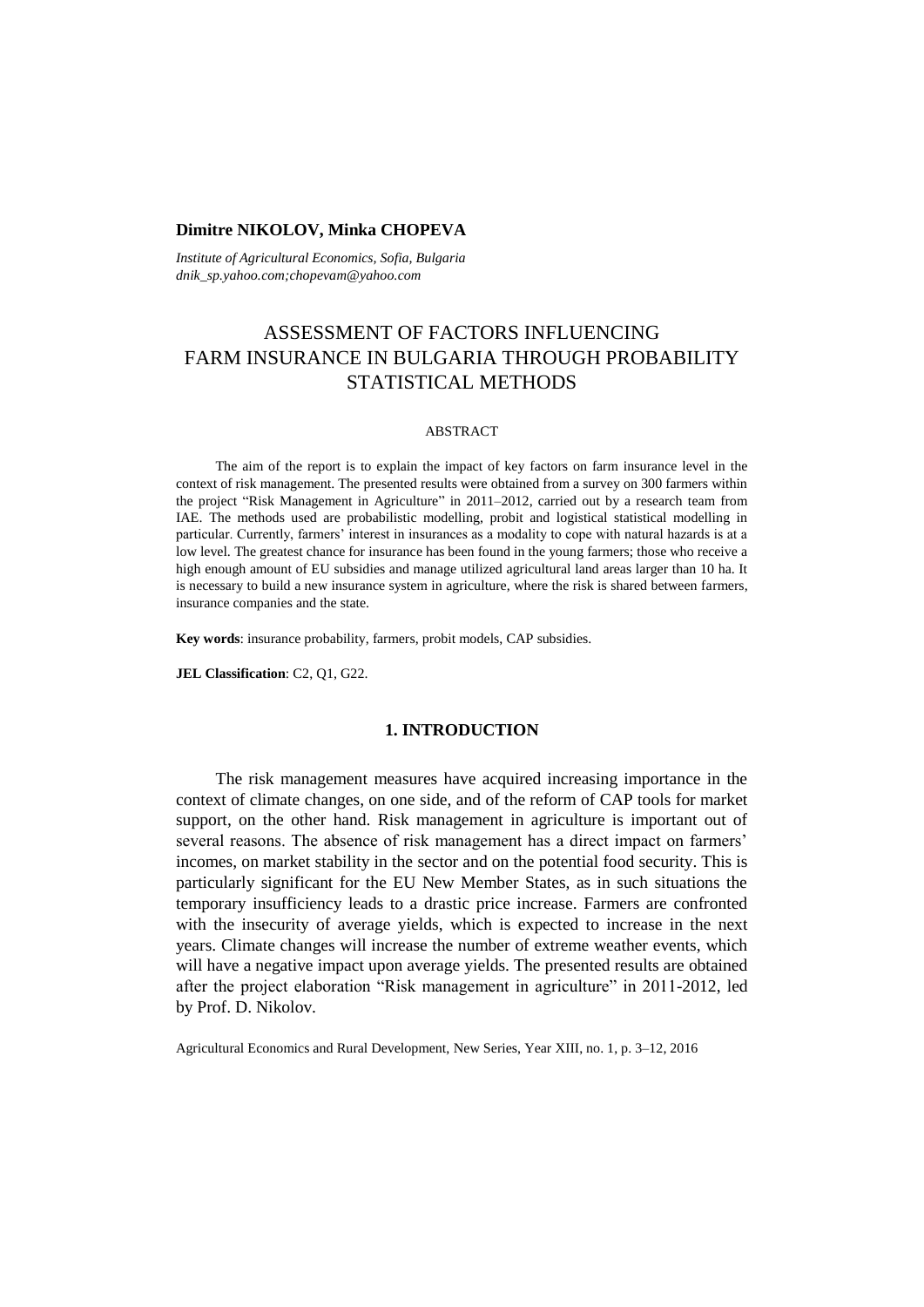**Dimitre NIKOLOV, Minka CHOPEVA**

*Institute of Agricultural Economics, Sofia, Bulgaria*
*dnik_sp.yahoo.com;chopevam@yahoo.com*

# ASSESSMENT OF FACTORS INFLUENCING FARM INSURANCE IN BULGARIA THROUGH PROBABILITY STATISTICAL METHODS

ABSTRACT

The aim of the report is to explain the impact of key factors on farm insurance level in the context of risk management. The presented results were obtained from a survey on 300 farmers within the project "Risk Management in Agriculture" in 2011–2012, carried out by a research team from IAE. The methods used are probabilistic modelling, probit and logistical statistical modelling in particular. Currently, farmers' interest in insurances as a modality to cope with natural hazards is at a low level. The greatest chance for insurance has been found in the young farmers; those who receive a high enough amount of EU subsidies and manage utilized agricultural land areas larger than 10 ha. It is necessary to build a new insurance system in agriculture, where the risk is shared between farmers, insurance companies and the state.

**Key words**: insurance probability, farmers, probit models, CAP subsidies.

**JEL Classification**: C2, Q1, G22.

## 1. INTRODUCTION

The risk management measures have acquired increasing importance in the context of climate changes, on one side, and of the reform of CAP tools for market support, on the other hand. Risk management in agriculture is important out of several reasons. The absence of risk management has a direct impact on farmers' incomes, on market stability in the sector and on the potential food security. This is particularly significant for the EU New Member States, as in such situations the temporary insufficiency leads to a drastic price increase. Farmers are confronted with the insecurity of average yields, which is expected to increase in the next years. Climate changes will increase the number of extreme weather events, which will have a negative impact upon average yields. The presented results are obtained after the project elaboration "Risk management in agriculture" in 2011-2012, led by Prof. D. Nikolov.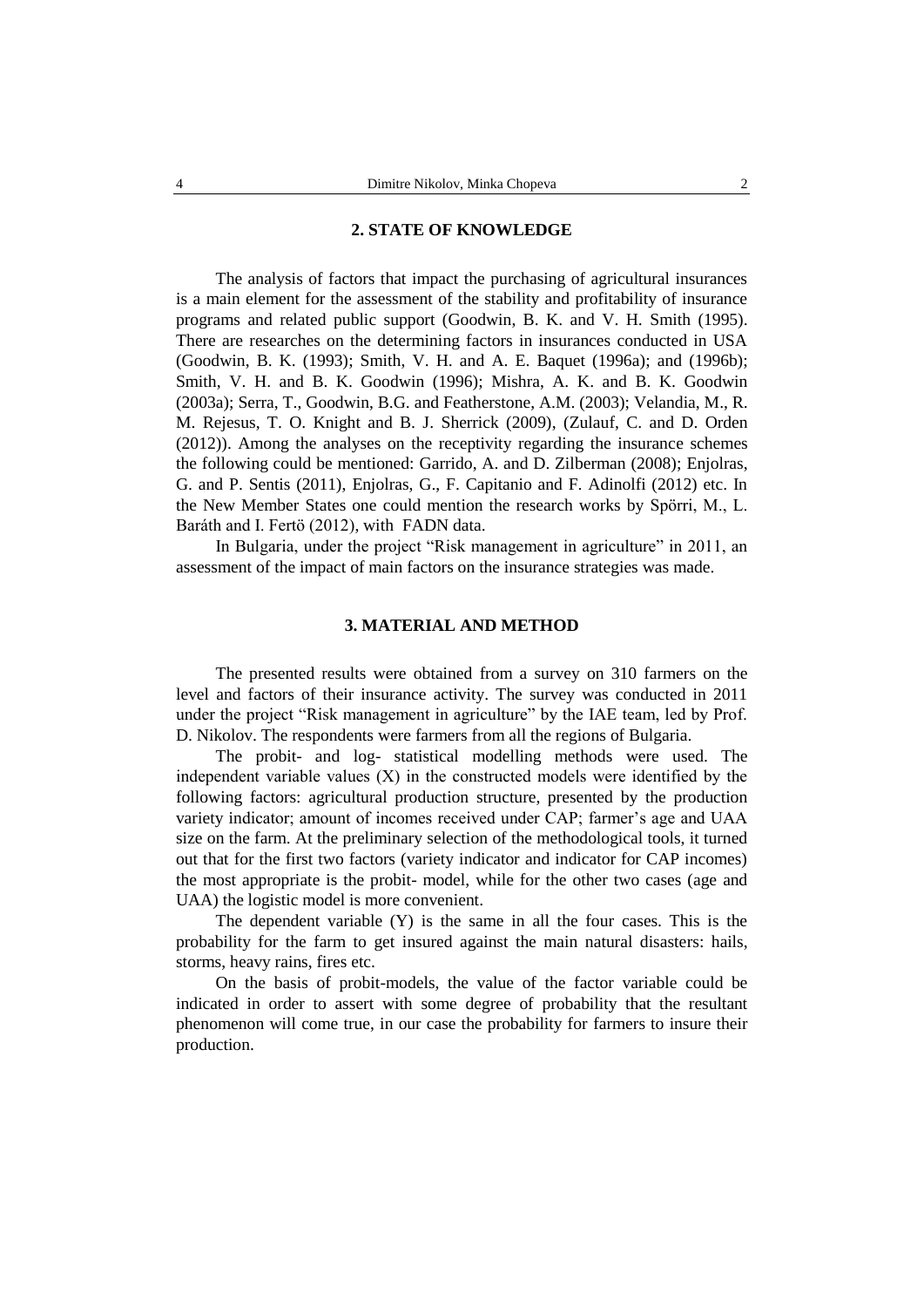## 2. STATE OF KNOWLEDGE

The analysis of factors that impact the purchasing of agricultural insurances is a main element for the assessment of the stability and profitability of insurance programs and related public support (Goodwin, B. K. and V. H. Smith (1995). There are researches on the determining factors in insurances conducted in USA (Goodwin, B. K. (1993); Smith, V. H. and A. E. Baquet (1996a); and (1996b); Smith, V. H. and B. K. Goodwin (1996); Mishra, A. K. and B. K. Goodwin (2003a); Serra, T., Goodwin, B.G. and Featherstone, A.M. (2003); Velandia, M., R. M. Rejesus, T. O. Knight and B. J. Sherrick (2009), (Zulauf, C. and D. Orden (2012)). Among the analyses on the receptivity regarding the insurance schemes the following could be mentioned: Garrido, A. and D. Zilberman (2008); Enjolras, G. and P. Sentis (2011), Enjolras, G., F. Capitanio and F. Adinolfi (2012) etc. In the New Member States one could mention the research works by Spörri, M., L. Baráth and I. Fertö (2012), with FADN data.

In Bulgaria, under the project "Risk management in agriculture" in 2011, an assessment of the impact of main factors on the insurance strategies was made.

## 3. MATERIAL AND METHOD

The presented results were obtained from a survey on 310 farmers on the level and factors of their insurance activity. The survey was conducted in 2011 under the project "Risk management in agriculture" by the IAE team, led by Prof. D. Nikolov. The respondents were farmers from all the regions of Bulgaria.

The probit- and log- statistical modelling methods were used. The independent variable values (X) in the constructed models were identified by the following factors: agricultural production structure, presented by the production variety indicator; amount of incomes received under CAP; farmer's age and UAA size on the farm. At the preliminary selection of the methodological tools, it turned out that for the first two factors (variety indicator and indicator for CAP incomes) the most appropriate is the probit- model, while for the other two cases (age and UAA) the logistic model is more convenient.

The dependent variable (Y) is the same in all the four cases. This is the probability for the farm to get insured against the main natural disasters: hails, storms, heavy rains, fires etc.

On the basis of probit-models, the value of the factor variable could be indicated in order to assert with some degree of probability that the resultant phenomenon will come true, in our case the probability for farmers to insure their production.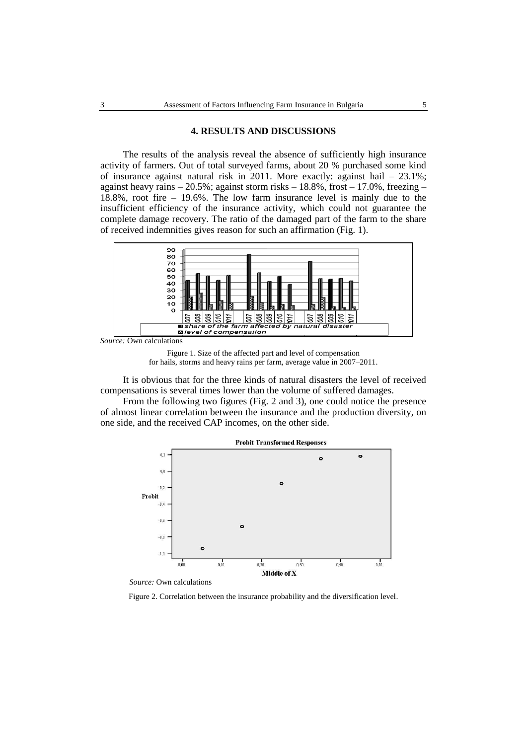## 4. RESULTS AND DISCUSSIONS

The results of the analysis reveal the absence of sufficiently high insurance activity of farmers. Out of total surveyed farms, about 20 % purchased some kind of insurance against natural risk in 2011. More exactly: against hail – 23.1%; against heavy rains – 20.5%; against storm risks – 18.8%, frost – 17.0%, freezing – 18.8%, root fire – 19.6%. The low farm insurance level is mainly due to the insufficient efficiency of the insurance activity, which could not guarantee the complete damage recovery. The ratio of the damaged part of the farm to the share of received indemnities gives reason for such an affirmation (Fig. 1).

*Source:* Own calculations

Figure 1. Size of the affected part and level of compensation for hails, storms and heavy rains per farm, average value in 2007–2011.

It is obvious that for the three kinds of natural disasters the level of received compensations is several times lower than the volume of suffered damages.

From the following two figures (Fig. 2 and 3), one could notice the presence of almost linear correlation between the insurance and the production diversity, on one side, and the received CAP incomes, on the other side.

*Source:* Own calculations

Figure 2. Correlation between the insurance probability and the diversification level.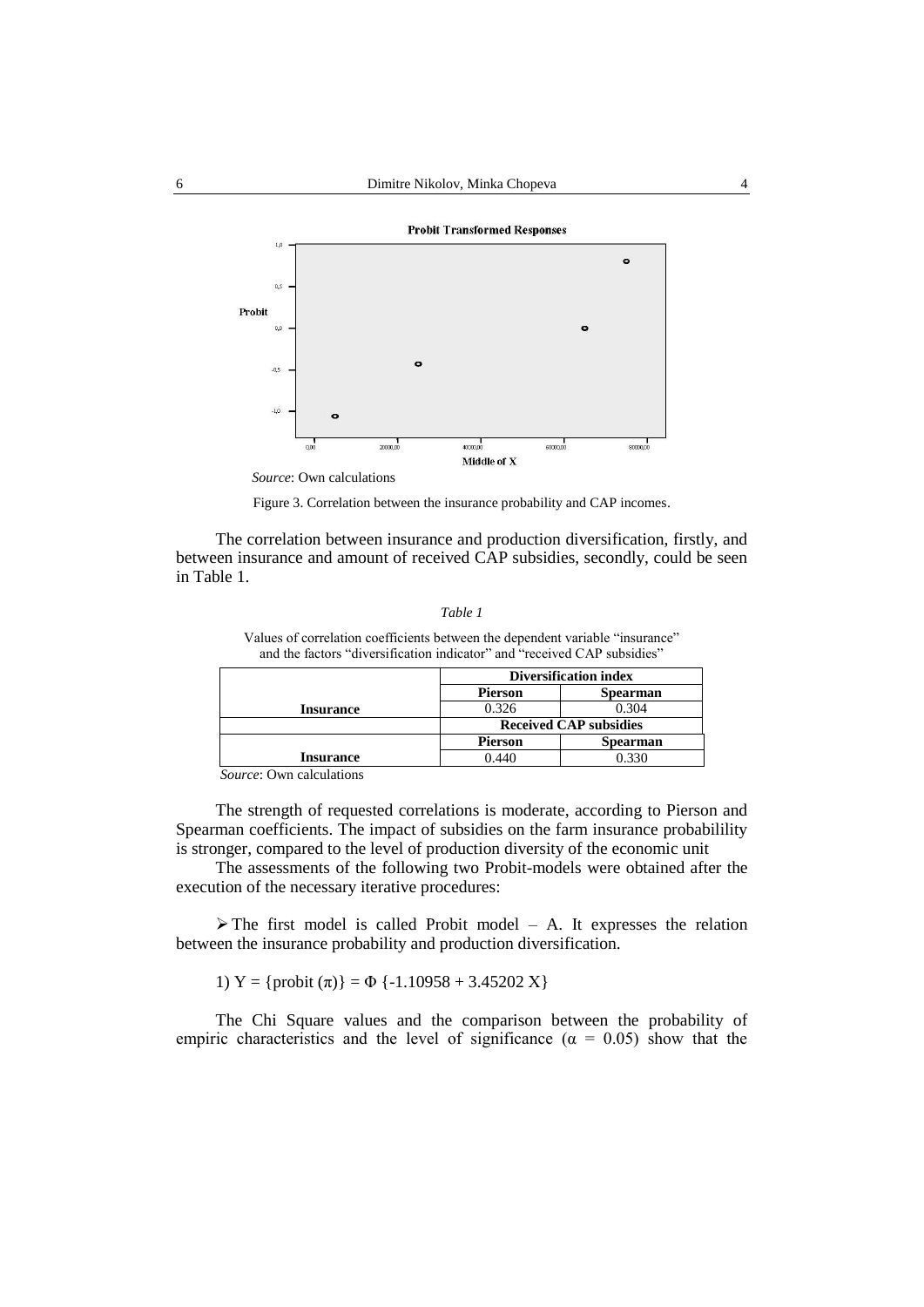*Source*: Own calculations

Figure 3. Correlation between the insurance probability and CAP incomes.

The correlation between insurance and production diversification, firstly, and between insurance and amount of received CAP subsidies, secondly, could be seen in Table 1.

*Table 1*

Values of correlation coefficients between the dependent variable "insurance" and the factors "diversification indicator" and "received CAP subsidies"

| | **Diversification index** | |
|---|---|---|
| | **Pierson** | **Spearman** |
| **Insurance** | 0.326 | 0.304 |
| | **Received CAP subsidies** | |
| | **Pierson** | **Spearman** |
| **Insurance** | 0.440 | 0.330 |

*Source*: Own calculations

The strength of requested correlations is moderate, according to Pierson and Spearman coefficients. The impact of subsidies on the farm insurance probabilility is stronger, compared to the level of production diversity of the economic unit

The assessments of the following two Probit-models were obtained after the execution of the necessary iterative procedures:

➢ The first model is called Probit model – A. It expresses the relation between the insurance probability and production diversification.

1) $Y = \{\text{probit}(\pi)\} = \Phi\{-1.10958 + 3.45202\,X\}$

The Chi Square values and the comparison between the probability of empiric characteristics and the level of significance ($\alpha = 0.05$) show that the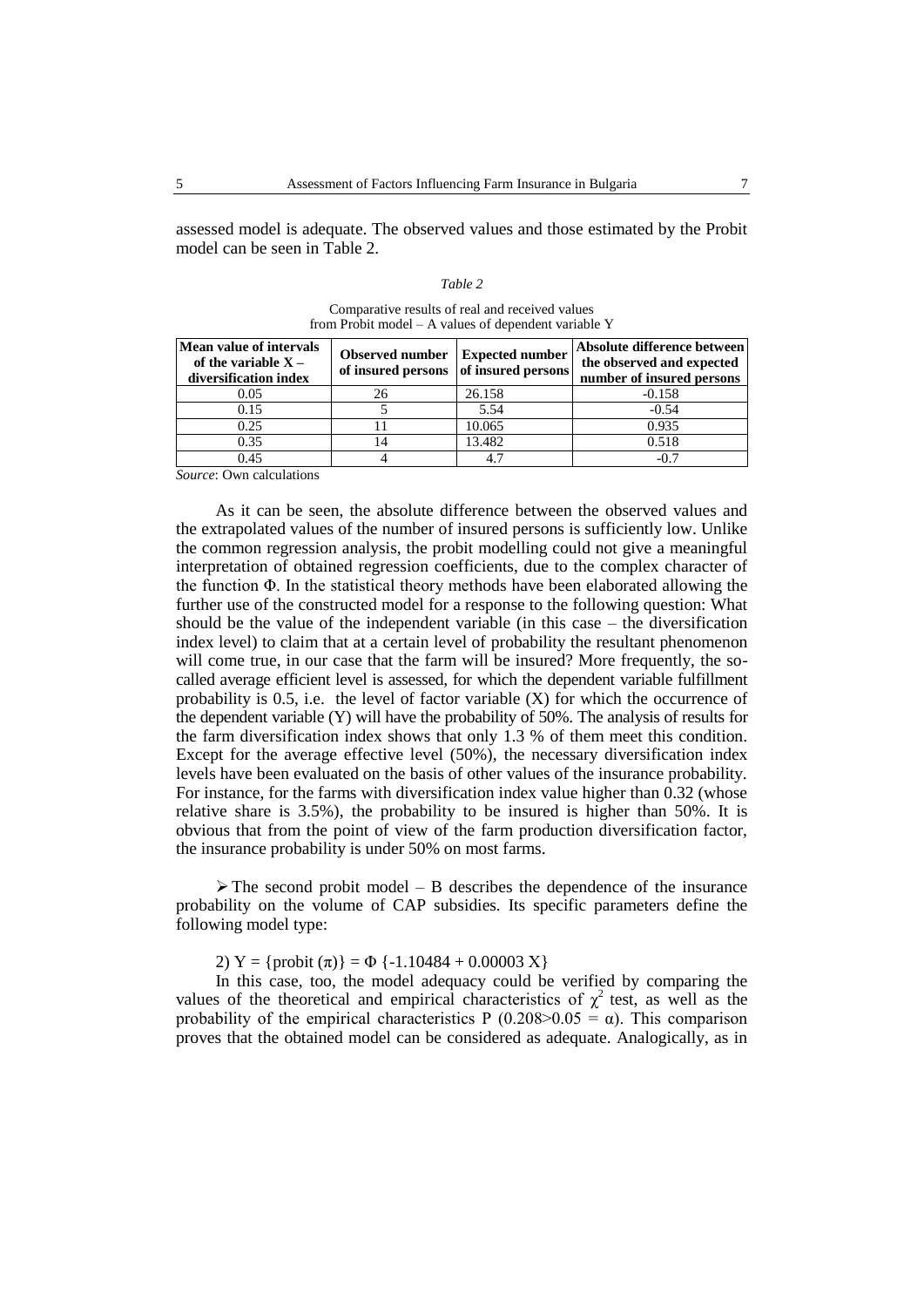assessed model is adequate. The observed values and those estimated by the Probit model can be seen in Table 2.

*Table 2*

Comparative results of real and received values from Probit model – A values of dependent variable Y

| Mean value of intervals of the variable X – diversification index | Observed number of insured persons | Expected number of insured persons | Absolute difference between the observed and expected number of insured persons |
|---|---|---|---|
| 0.05 | 26 | 26.158 | -0.158 |
| 0.15 | 5 | 5.54 | -0.54 |
| 0.25 | 11 | 10.065 | 0.935 |
| 0.35 | 14 | 13.482 | 0.518 |
| 0.45 | 4 | 4.7 | -0.7 |

*Source*: Own calculations

As it can be seen, the absolute difference between the observed values and the extrapolated values of the number of insured persons is sufficiently low. Unlike the common regression analysis, the probit modelling could not give a meaningful interpretation of obtained regression coefficients, due to the complex character of the function Φ. In the statistical theory methods have been elaborated allowing the further use of the constructed model for a response to the following question: What should be the value of the independent variable (in this case – the diversification index level) to claim that at a certain level of probability the resultant phenomenon will come true, in our case that the farm will be insured? More frequently, the so-called average efficient level is assessed, for which the dependent variable fulfillment probability is 0.5, i.e. the level of factor variable (X) for which the occurrence of the dependent variable (Y) will have the probability of 50%. The analysis of results for the farm diversification index shows that only 1.3 % of them meet this condition. Except for the average effective level (50%), the necessary diversification index levels have been evaluated on the basis of other values of the insurance probability. For instance, for the farms with diversification index value higher than 0.32 (whose relative share is 3.5%), the probability to be insured is higher than 50%. It is obvious that from the point of view of the farm production diversification factor, the insurance probability is under 50% on most farms.

- The second probit model – B describes the dependence of the insurance probability on the volume of CAP subsidies. Its specific parameters define the following model type:

2) $Y = \{\text{probit}(\pi)\} = \Phi\,\{-1.10484 + 0.00003\,X\}$

In this case, too, the model adequacy could be verified by comparing the values of the theoretical and empirical characteristics of $\chi^2$ test, as well as the probability of the empirical characteristics P ($0.208 > 0.05 = \alpha$). This comparison proves that the obtained model can be considered as adequate. Analogically, as in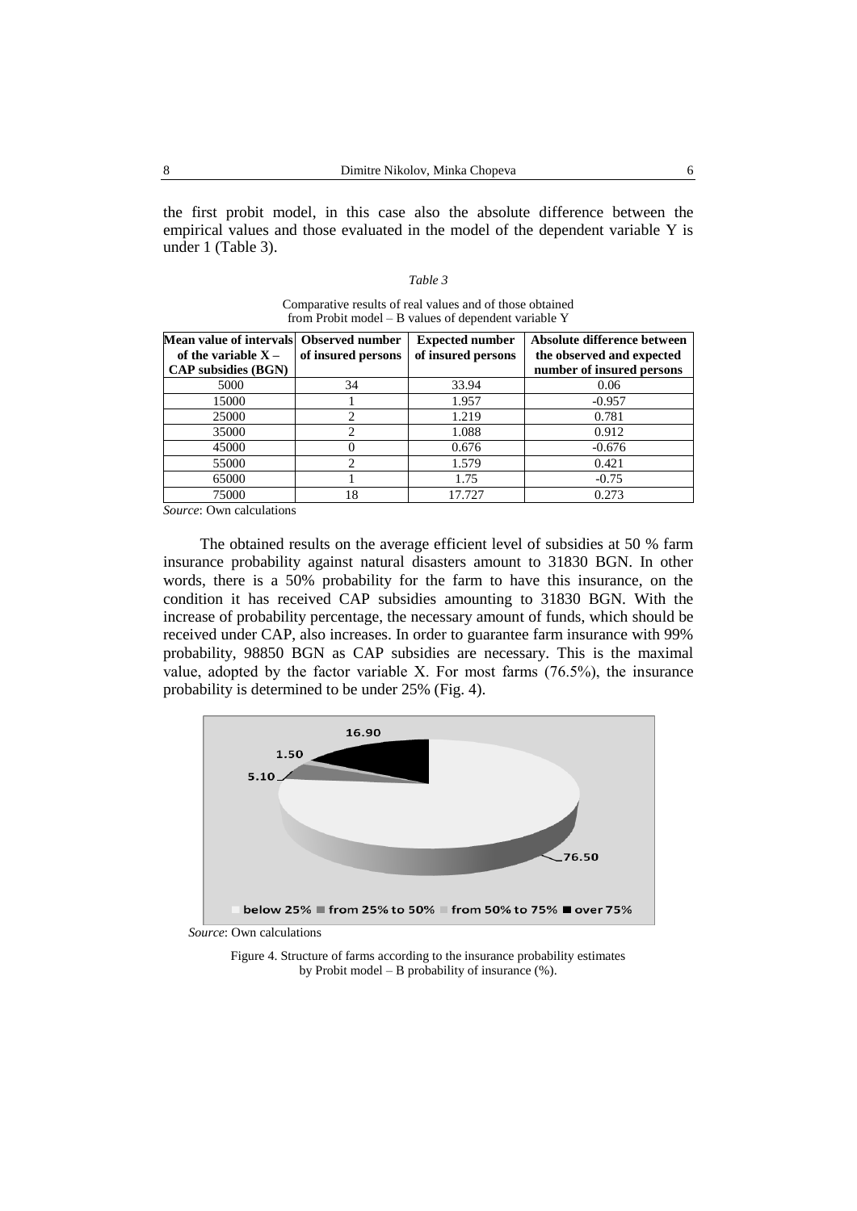the first probit model, in this case also the absolute difference between the empirical values and those evaluated in the model of the dependent variable Y is under 1 (Table 3).

*Table 3*

Comparative results of real values and of those obtained from Probit model – B values of dependent variable Y

| Mean value of intervals of the variable X – CAP subsidies (BGN) | Observed number of insured persons | Expected number of insured persons | Absolute difference between the observed and expected number of insured persons |
|---|---|---|---|
| 5000 | 34 | 33.94 | 0.06 |
| 15000 | 1 | 1.957 | -0.957 |
| 25000 | 2 | 1.219 | 0.781 |
| 35000 | 2 | 1.088 | 0.912 |
| 45000 | 0 | 0.676 | -0.676 |
| 55000 | 2 | 1.579 | 0.421 |
| 65000 | 1 | 1.75 | -0.75 |
| 75000 | 18 | 17.727 | 0.273 |

*Source*: Own calculations

The obtained results on the average efficient level of subsidies at 50 % farm insurance probability against natural disasters amount to 31830 BGN. In other words, there is a 50% probability for the farm to have this insurance, on the condition it has received CAP subsidies amounting to 31830 BGN. With the increase of probability percentage, the necessary amount of funds, which should be received under CAP, also increases. In order to guarantee farm insurance with 99% probability, 98850 BGN as CAP subsidies are necessary. This is the maximal value, adopted by the factor variable X. For most farms (76.5%), the insurance probability is determined to be under 25% (Fig. 4).

| Insurance probability | Share of farms (%) |
|---|---|
| below 25% | 76.50 |
| from 25% to 50% | 5.10 |
| from 50% to 75% | 1.50 |
| over 75% | 16.90 |

*Source*: Own calculations

Figure 4. Structure of farms according to the insurance probability estimates by Probit model – B probability of insurance (%).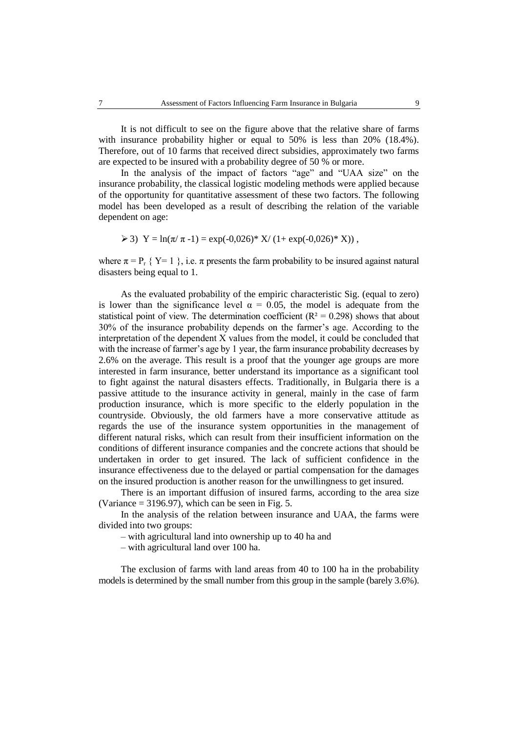It is not difficult to see on the figure above that the relative share of farms with insurance probability higher or equal to 50% is less than 20% (18.4%). Therefore, out of 10 farms that received direct subsidies, approximately two farms are expected to be insured with a probability degree of 50 % or more.

In the analysis of the impact of factors "age" and "UAA size" on the insurance probability, the classical logistic modeling methods were applied because of the opportunity for quantitative assessment of these two factors. The following model has been developed as a result of describing the relation of the variable dependent on age:

➢ 3) $Y = \ln(\pi/ \pi -1) = \exp(-0{,}026)^* X/ (1+ \exp(-0{,}026)^* X))$ ,

where $\pi = P_r \{ Y= 1 \}$, i.e. $\pi$ presents the farm probability to be insured against natural disasters being equal to 1.

As the evaluated probability of the empiric characteristic Sig. (equal to zero) is lower than the significance level $\alpha = 0.05$, the model is adequate from the statistical point of view. The determination coefficient ($R^2 = 0.298$) shows that about 30% of the insurance probability depends on the farmer's age. According to the interpretation of the dependent X values from the model, it could be concluded that with the increase of farmer's age by 1 year, the farm insurance probability decreases by 2.6% on the average. This result is a proof that the younger age groups are more interested in farm insurance, better understand its importance as a significant tool to fight against the natural disasters effects. Traditionally, in Bulgaria there is a passive attitude to the insurance activity in general, mainly in the case of farm production insurance, which is more specific to the elderly population in the countryside. Obviously, the old farmers have a more conservative attitude as regards the use of the insurance system opportunities in the management of different natural risks, which can result from their insufficient information on the conditions of different insurance companies and the concrete actions that should be undertaken in order to get insured. The lack of sufficient confidence in the insurance effectiveness due to the delayed or partial compensation for the damages on the insured production is another reason for the unwillingness to get insured.

There is an important diffusion of insured farms, according to the area size (Variance = 3196.97), which can be seen in Fig. 5.

In the analysis of the relation between insurance and UAA, the farms were divided into two groups:

– with agricultural land into ownership up to 40 ha and

– with agricultural land over 100 ha.

The exclusion of farms with land areas from 40 to 100 ha in the probability models is determined by the small number from this group in the sample (barely 3.6%).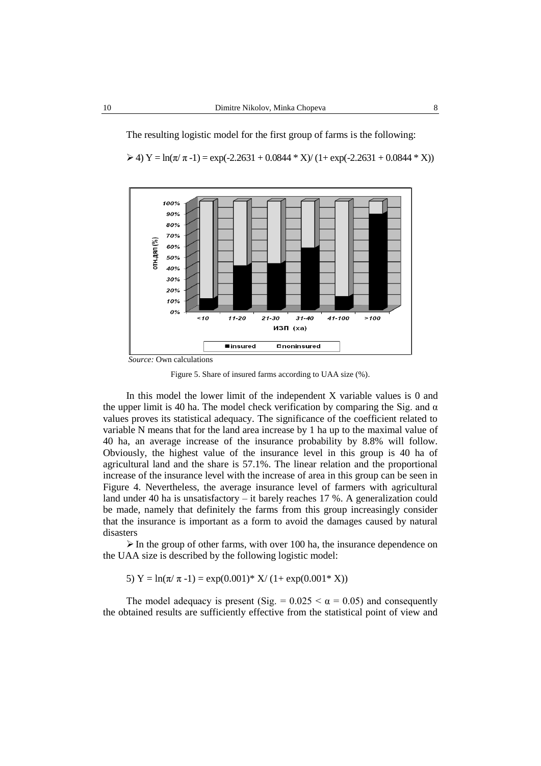The resulting logistic model for the first group of farms is the following:

➢ 4) $Y = \ln(\pi/\pi - 1) = \exp(-2.2631 + 0.0844 * X)/(1 + \exp(-2.2631 + 0.0844 * X))$

*Source:* Own calculations

Figure 5. Share of insured farms according to UAA size (%).

In this model the lower limit of the independent X variable values is 0 and the upper limit is 40 ha. The model check verification by comparing the Sig. and $\alpha$ values proves its statistical adequacy. The significance of the coefficient related to variable N means that for the land area increase by 1 ha up to the maximal value of 40 ha, an average increase of the insurance probability by 8.8% will follow. Obviously, the highest value of the insurance level in this group is 40 ha of agricultural land and the share is 57.1%. The linear relation and the proportional increase of the insurance level with the increase of area in this group can be seen in Figure 4. Nevertheless, the average insurance level of farmers with agricultural land under 40 ha is unsatisfactory – it barely reaches 17 %. A generalization could be made, namely that definitely the farms from this group increasingly consider that the insurance is important as a form to avoid the damages caused by natural disasters

➢ In the group of other farms, with over 100 ha, the insurance dependence on the UAA size is described by the following logistic model:

5) $Y = \ln(\pi/\pi - 1) = \exp(0.001) * X/(1 + \exp(0.001 * X))$

The model adequacy is present (Sig. = $0.025 < \alpha = 0.05$) and consequently the obtained results are sufficiently effective from the statistical point of view and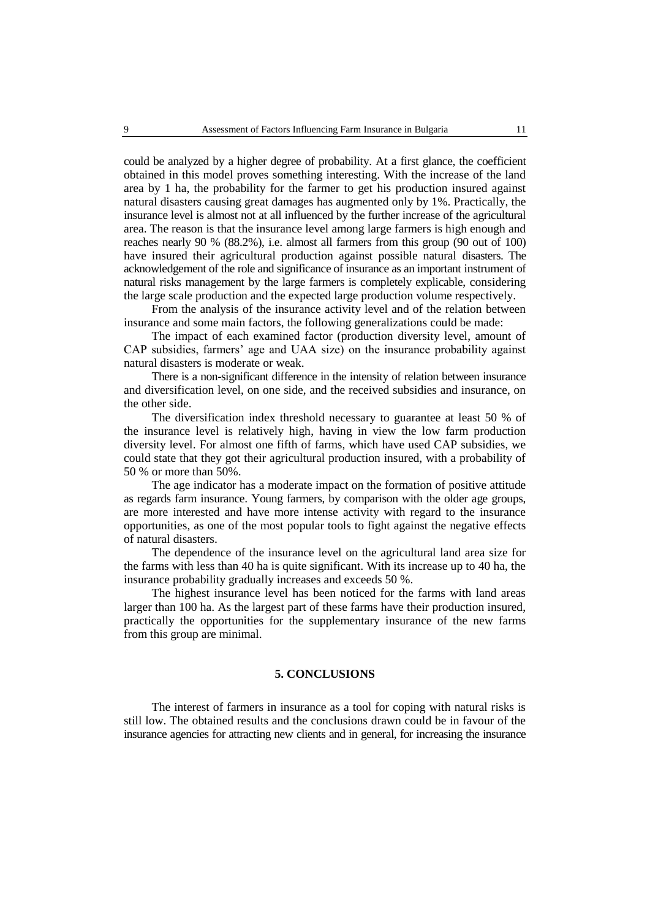could be analyzed by a higher degree of probability. At a first glance, the coefficient obtained in this model proves something interesting. With the increase of the land area by 1 ha, the probability for the farmer to get his production insured against natural disasters causing great damages has augmented only by 1%. Practically, the insurance level is almost not at all influenced by the further increase of the agricultural area. The reason is that the insurance level among large farmers is high enough and reaches nearly 90 % (88.2%), i.e. almost all farmers from this group (90 out of 100) have insured their agricultural production against possible natural disasters. The acknowledgement of the role and significance of insurance as an important instrument of natural risks management by the large farmers is completely explicable, considering the large scale production and the expected large production volume respectively.

From the analysis of the insurance activity level and of the relation between insurance and some main factors, the following generalizations could be made:

The impact of each examined factor (production diversity level, amount of CAP subsidies, farmers' age and UAA size) on the insurance probability against natural disasters is moderate or weak.

There is a non-significant difference in the intensity of relation between insurance and diversification level, on one side, and the received subsidies and insurance, on the other side.

The diversification index threshold necessary to guarantee at least 50 % of the insurance level is relatively high, having in view the low farm production diversity level. For almost one fifth of farms, which have used CAP subsidies, we could state that they got their agricultural production insured, with a probability of 50 % or more than 50%.

The age indicator has a moderate impact on the formation of positive attitude as regards farm insurance. Young farmers, by comparison with the older age groups, are more interested and have more intense activity with regard to the insurance opportunities, as one of the most popular tools to fight against the negative effects of natural disasters.

The dependence of the insurance level on the agricultural land area size for the farms with less than 40 ha is quite significant. With its increase up to 40 ha, the insurance probability gradually increases and exceeds 50 %.

The highest insurance level has been noticed for the farms with land areas larger than 100 ha. As the largest part of these farms have their production insured, practically the opportunities for the supplementary insurance of the new farms from this group are minimal.

## 5. CONCLUSIONS

The interest of farmers in insurance as a tool for coping with natural risks is still low. The obtained results and the conclusions drawn could be in favour of the insurance agencies for attracting new clients and in general, for increasing the insurance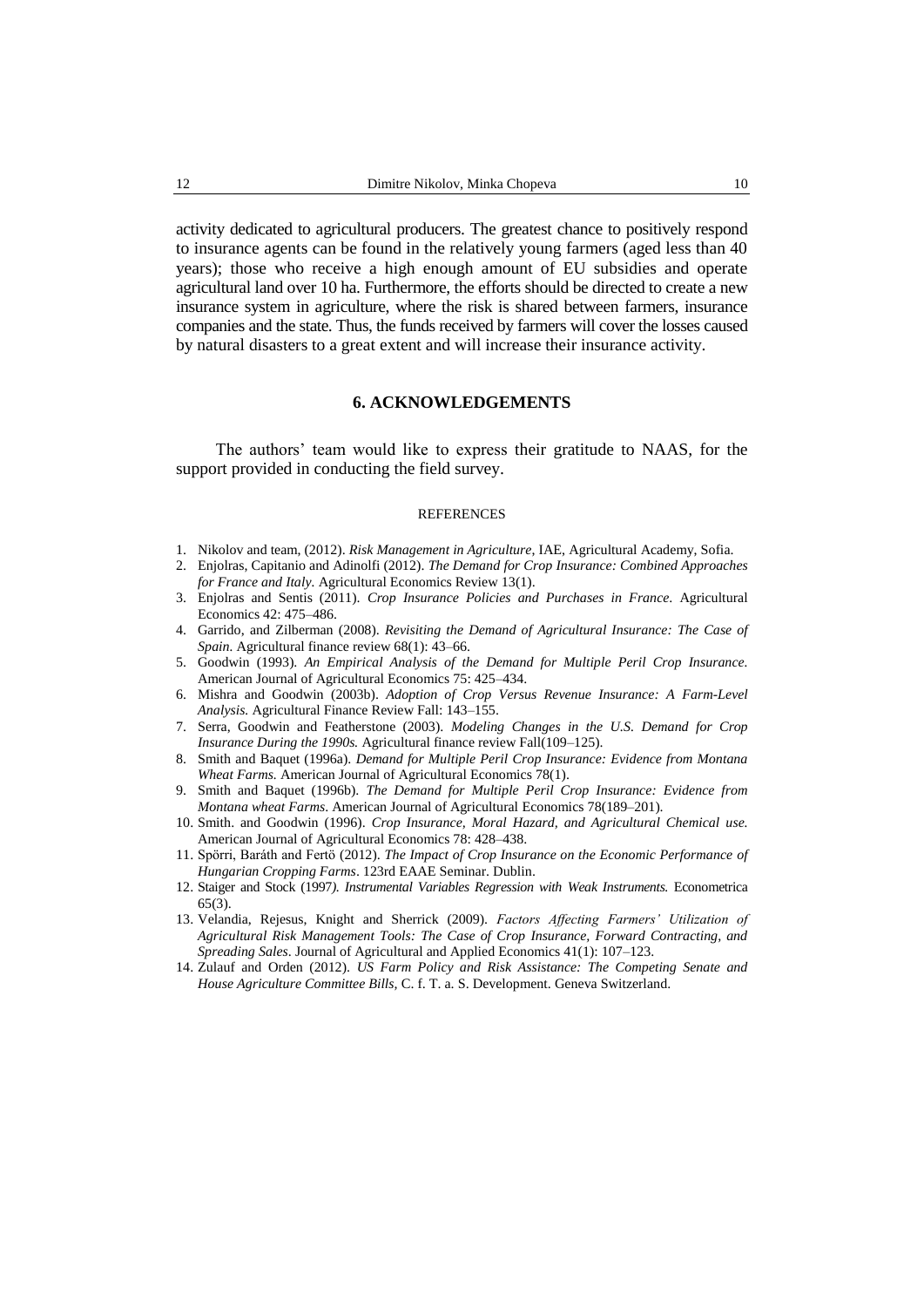activity dedicated to agricultural producers. The greatest chance to positively respond to insurance agents can be found in the relatively young farmers (aged less than 40 years); those who receive a high enough amount of EU subsidies and operate agricultural land over 10 ha. Furthermore, the efforts should be directed to create a new insurance system in agriculture, where the risk is shared between farmers, insurance companies and the state. Thus, the funds received by farmers will cover the losses caused by natural disasters to a great extent and will increase their insurance activity.

## 6. ACKNOWLEDGEMENTS

The authors' team would like to express their gratitude to NAAS, for the support provided in conducting the field survey.

### REFERENCES

1. Nikolov and team, (2012). *Risk Management in Agriculture*, IAE, Agricultural Academy, Sofia.
2. Enjolras, Capitanio and Adinolfi (2012). *The Demand for Crop Insurance: Combined Approaches for France and Italy.* Agricultural Economics Review 13(1).
3. Enjolras and Sentis (2011). *Crop Insurance Policies and Purchases in France*. Agricultural Economics 42: 475–486.
4. Garrido, and Zilberman (2008). *Revisiting the Demand of Agricultural Insurance: The Case of Spain.* Agricultural finance review 68(1): 43–66.
5. Goodwin (1993). *An Empirical Analysis of the Demand for Multiple Peril Crop Insurance.* American Journal of Agricultural Economics 75: 425–434.
6. Mishra and Goodwin (2003b). *Adoption of Crop Versus Revenue Insurance: A Farm-Level Analysis.* Agricultural Finance Review Fall: 143–155.
7. Serra, Goodwin and Featherstone (2003). *Modeling Changes in the U.S. Demand for Crop Insurance During the 1990s.* Agricultural finance review Fall(109–125).
8. Smith and Baquet (1996a). *Demand for Multiple Peril Crop Insurance: Evidence from Montana Wheat Farms.* American Journal of Agricultural Economics 78(1).
9. Smith and Baquet (1996b). *The Demand for Multiple Peril Crop Insurance: Evidence from Montana wheat Farms*. American Journal of Agricultural Economics 78(189–201).
10. Smith. and Goodwin (1996). *Crop Insurance, Moral Hazard, and Agricultural Chemical use.* American Journal of Agricultural Economics 78: 428–438.
11. Spörri, Baráth and Fertö (2012). *The Impact of Crop Insurance on the Economic Performance of Hungarian Cropping Farms*. 123rd EAAE Seminar. Dublin.
12. Staiger and Stock (1997*). Instrumental Variables Regression with Weak Instruments.* Econometrica 65(3).
13. Velandia, Rejesus, Knight and Sherrick (2009). *Factors Affecting Farmers' Utilization of Agricultural Risk Management Tools: The Case of Crop Insurance, Forward Contracting, and Spreading Sales*. Journal of Agricultural and Applied Economics 41(1): 107–123.
14. Zulauf and Orden (2012). *US Farm Policy and Risk Assistance: The Competing Senate and House Agriculture Committee Bills*, C. f. T. a. S. Development. Geneva Switzerland.